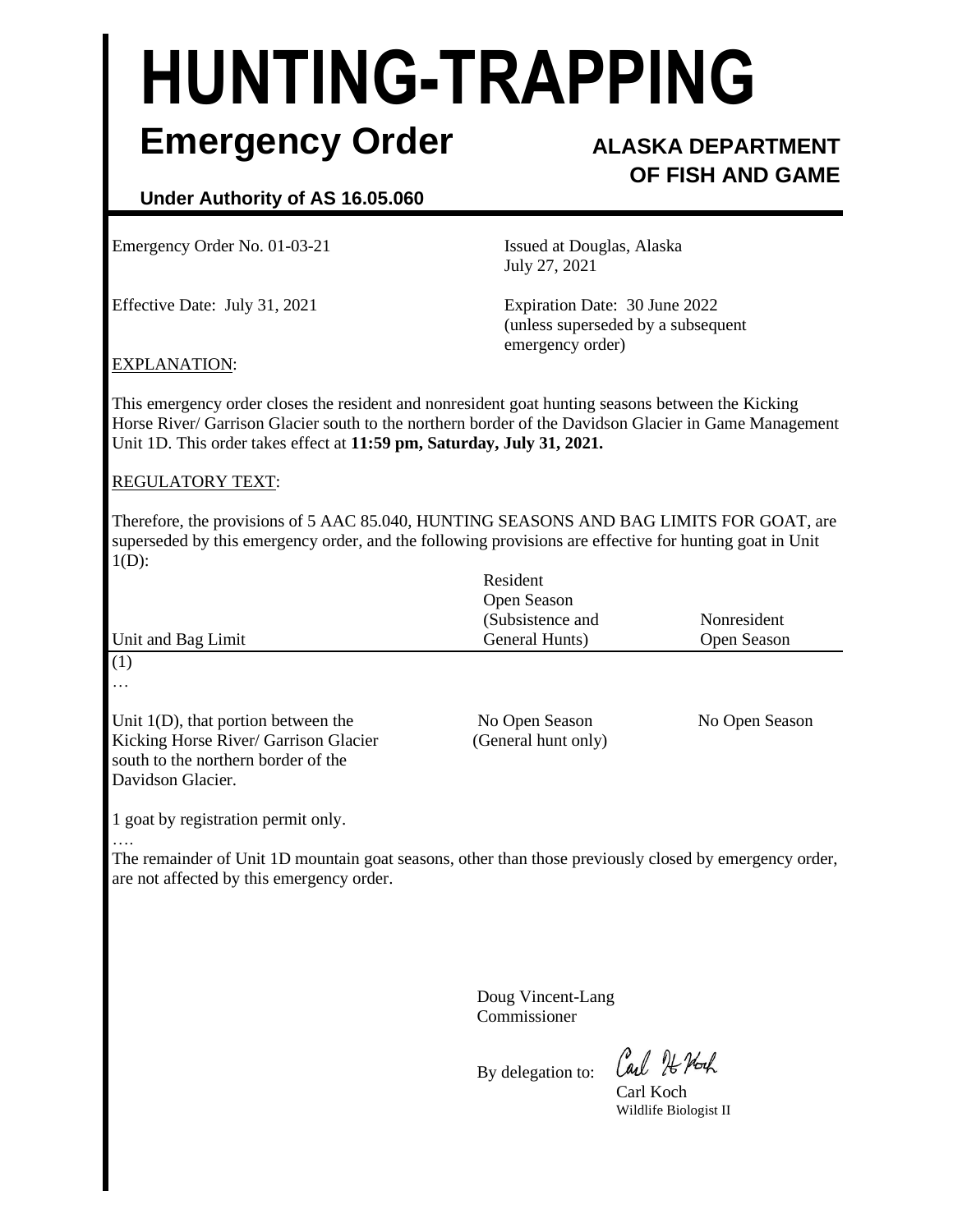# HUNTING-TRAPPING

## Emergency Order

**ALASKA DEPARTMENT OF FISH AND GAME**

**Under Authority of AS 16.05.060**

Emergency Order No. 01-03-21

Issued at Douglas, Alaska
July 27, 2021

Effective Date: July 31, 2021

Expiration Date: 30 June 2022
(unless superseded by a subsequent emergency order)

EXPLANATION:

This emergency order closes the resident and nonresident goat hunting seasons between the Kicking Horse River/ Garrison Glacier south to the northern border of the Davidson Glacier in Game Management Unit 1D. This order takes effect at **11:59 pm, Saturday, July 31, 2021.**

REGULATORY TEXT:

Therefore, the provisions of 5 AAC 85.040, HUNTING SEASONS AND BAG LIMITS FOR GOAT, are superseded by this emergency order, and the following provisions are effective for hunting goat in Unit 1(D):

| Unit and Bag Limit | Resident Open Season (Subsistence and General Hunts) | Nonresident Open Season |
|---|---|---|
| (1) | | |
| … | | |
| Unit 1(D), that portion between the Kicking Horse River/ Garrison Glacier south to the northern border of the Davidson Glacier. | No Open Season (General hunt only) | No Open Season |
| 1 goat by registration permit only. | | |
| …. | | |

The remainder of Unit 1D mountain goat seasons, other than those previously closed by emergency order, are not affected by this emergency order.

Doug Vincent-Lang
Commissioner

By delegation to:

Carl Koch
Wildlife Biologist II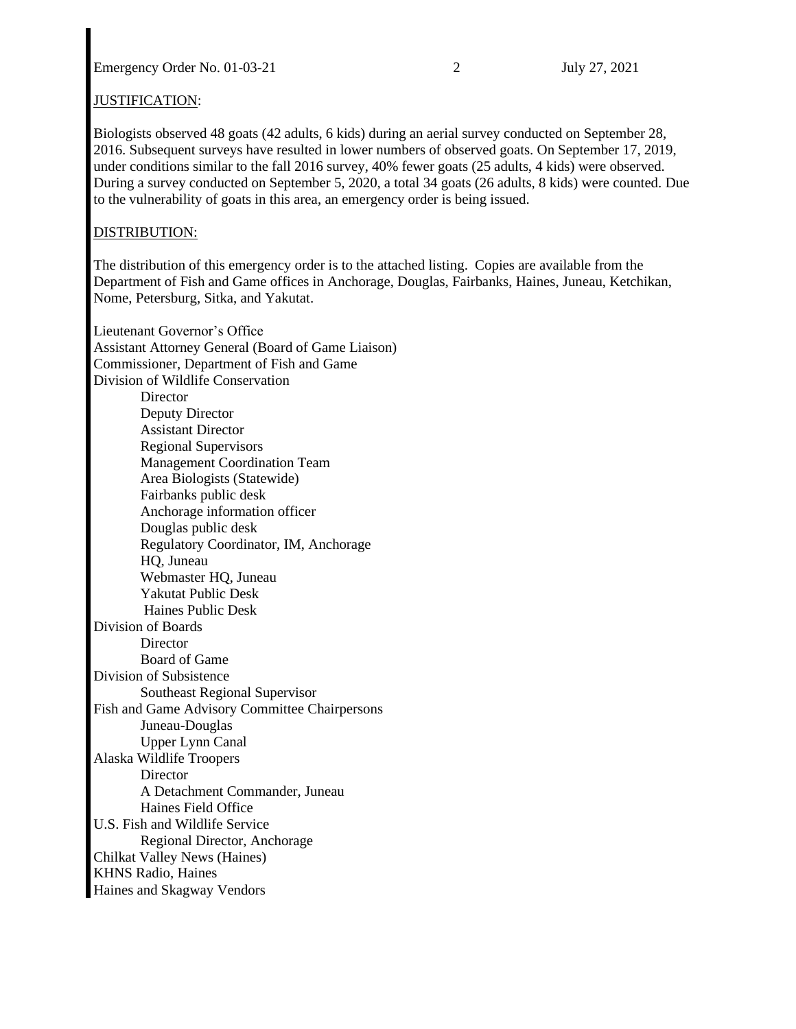JUSTIFICATION:

Biologists observed 48 goats (42 adults, 6 kids) during an aerial survey conducted on September 28, 2016. Subsequent surveys have resulted in lower numbers of observed goats. On September 17, 2019, under conditions similar to the fall 2016 survey, 40% fewer goats (25 adults, 4 kids) were observed. During a survey conducted on September 5, 2020, a total 34 goats (26 adults, 8 kids) were counted. Due to the vulnerability of goats in this area, an emergency order is being issued.

DISTRIBUTION:

The distribution of this emergency order is to the attached listing. Copies are available from the Department of Fish and Game offices in Anchorage, Douglas, Fairbanks, Haines, Juneau, Ketchikan, Nome, Petersburg, Sitka, and Yakutat.

Lieutenant Governor's Office
Assistant Attorney General (Board of Game Liaison)
Commissioner, Department of Fish and Game
Division of Wildlife Conservation
- Director
- Deputy Director
- Assistant Director
- Regional Supervisors
- Management Coordination Team
- Area Biologists (Statewide)
- Fairbanks public desk
- Anchorage information officer
- Douglas public desk
- Regulatory Coordinator, IM, Anchorage
- HQ, Juneau
- Webmaster HQ, Juneau
- Yakutat Public Desk
- Haines Public Desk

Division of Boards
- Director
- Board of Game

Division of Subsistence
- Southeast Regional Supervisor

Fish and Game Advisory Committee Chairpersons
- Juneau-Douglas
- Upper Lynn Canal

Alaska Wildlife Troopers
- Director
- A Detachment Commander, Juneau
- Haines Field Office

U.S. Fish and Wildlife Service
- Regional Director, Anchorage

Chilkat Valley News (Haines)
KHNS Radio, Haines
Haines and Skagway Vendors